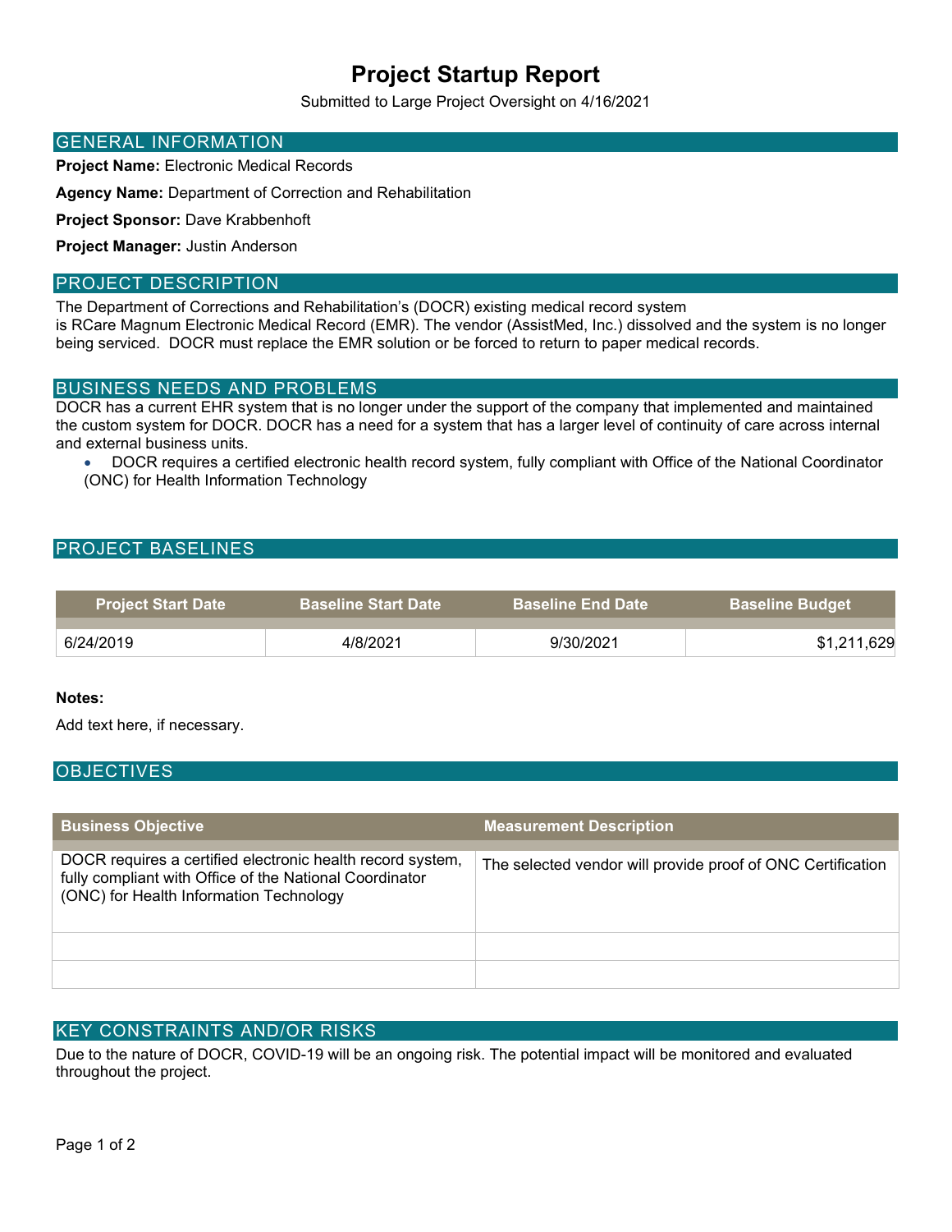# Project Startup Report

Submitted to Large Project Oversight on 4/16/2021

## GENERAL INFORMATION

**Project Name:** Electronic Medical Records

**Agency Name:** Department of Correction and Rehabilitation

**Project Sponsor:** Dave Krabbenhoft

**Project Manager:** Justin Anderson

## PROJECT DESCRIPTION

The Department of Corrections and Rehabilitation's (DOCR) existing medical record system is RCare Magnum Electronic Medical Record (EMR). The vendor (AssistMed, Inc.) dissolved and the system is no longer being serviced. DOCR must replace the EMR solution or be forced to return to paper medical records.

## BUSINESS NEEDS AND PROBLEMS

DOCR has a current EHR system that is no longer under the support of the company that implemented and maintained the custom system for DOCR. DOCR has a need for a system that has a larger level of continuity of care across internal and external business units.

- DOCR requires a certified electronic health record system, fully compliant with Office of the National Coordinator (ONC) for Health Information Technology

## PROJECT BASELINES

| Project Start Date | Baseline Start Date | Baseline End Date | Baseline Budget |
|---|---|---|---|
| 6/24/2019 | 4/8/2021 | 9/30/2021 | $1,211,629 |

**Notes:**

Add text here, if necessary.

## OBJECTIVES

| Business Objective | Measurement Description |
|---|---|
| DOCR requires a certified electronic health record system, fully compliant with Office of the National Coordinator (ONC) for Health Information Technology | The selected vendor will provide proof of ONC Certification |
| | |
| | |

## KEY CONSTRAINTS AND/OR RISKS

Due to the nature of DOCR, COVID-19 will be an ongoing risk. The potential impact will be monitored and evaluated throughout the project.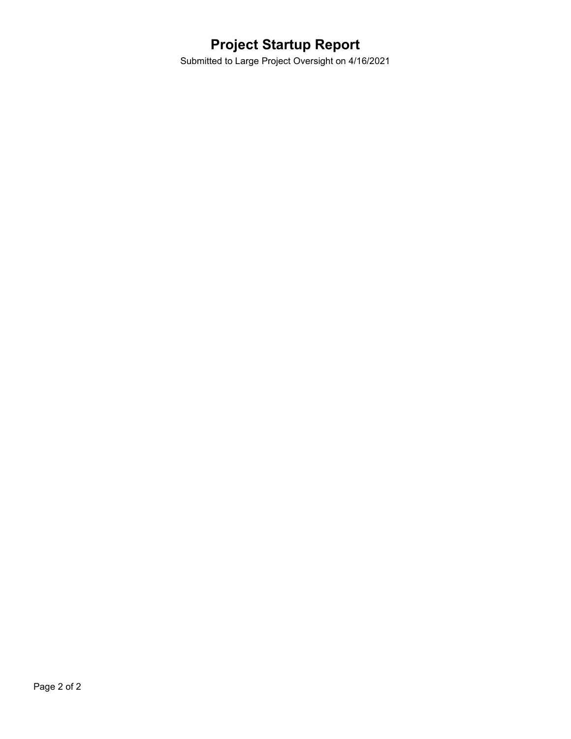# Project Startup Report

Submitted to Large Project Oversight on 4/16/2021